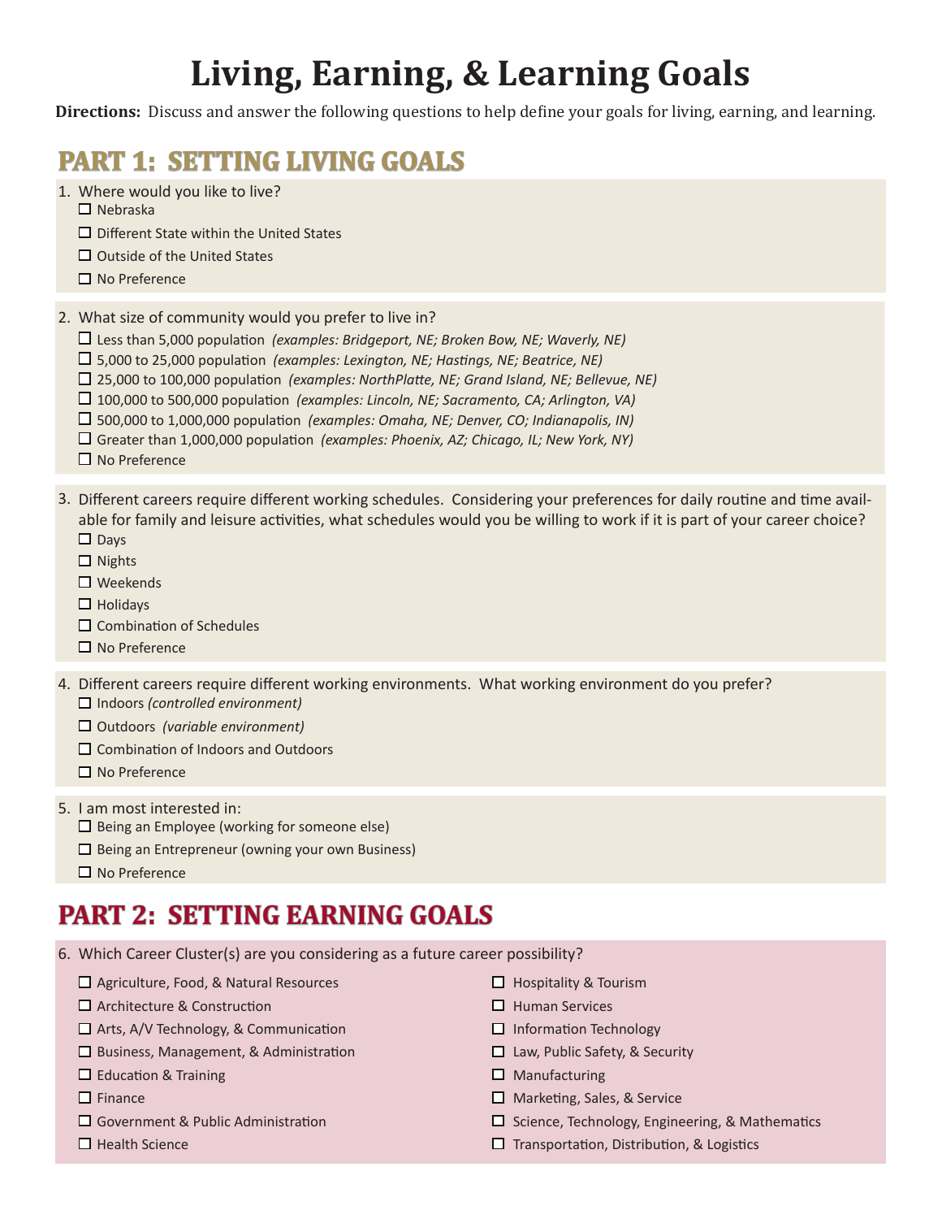# Living, Earning, & Learning Goals

**Directions:** Discuss and answer the following questions to help define your goals for living, earning, and learning.

## PART 1: SETTING LIVING GOALS

1. Where would you like to live?
   - ☐ Nebraska
   - ☐ Different State within the United States
   - ☐ Outside of the United States
   - ☐ No Preference

2. What size of community would you prefer to live in?
   - ☐ Less than 5,000 population *(examples: Bridgeport, NE; Broken Bow, NE; Waverly, NE)*
   - ☐ 5,000 to 25,000 population *(examples: Lexington, NE; Hastings, NE; Beatrice, NE)*
   - ☐ 25,000 to 100,000 population *(examples: NorthPlatte, NE; Grand Island, NE; Bellevue, NE)*
   - ☐ 100,000 to 500,000 population *(examples: Lincoln, NE; Sacramento, CA; Arlington, VA)*
   - ☐ 500,000 to 1,000,000 population *(examples: Omaha, NE; Denver, CO; Indianapolis, IN)*
   - ☐ Greater than 1,000,000 population *(examples: Phoenix, AZ; Chicago, IL; New York, NY)*
   - ☐ No Preference

3. Different careers require different working schedules. Considering your preferences for daily routine and time available for family and leisure activities, what schedules would you be willing to work if it is part of your career choice?
   - ☐ Days
   - ☐ Nights
   - ☐ Weekends
   - ☐ Holidays
   - ☐ Combination of Schedules
   - ☐ No Preference

4. Different careers require different working environments. What working environment do you prefer?
   - ☐ Indoors *(controlled environment)*
   - ☐ Outdoors *(variable environment)*
   - ☐ Combination of Indoors and Outdoors
   - ☐ No Preference

5. I am most interested in:
   - ☐ Being an Employee (working for someone else)
   - ☐ Being an Entrepreneur (owning your own Business)
   - ☐ No Preference

## PART 2: SETTING EARNING GOALS

6. Which Career Cluster(s) are you considering as a future career possibility?
   - ☐ Agriculture, Food, & Natural Resources
   - ☐ Architecture & Construction
   - ☐ Arts, A/V Technology, & Communication
   - ☐ Business, Management, & Administration
   - ☐ Education & Training
   - ☐ Finance
   - ☐ Government & Public Administration
   - ☐ Health Science
   - ☐ Hospitality & Tourism
   - ☐ Human Services
   - ☐ Information Technology
   - ☐ Law, Public Safety, & Security
   - ☐ Manufacturing
   - ☐ Marketing, Sales, & Service
   - ☐ Science, Technology, Engineering, & Mathematics
   - ☐ Transportation, Distribution, & Logistics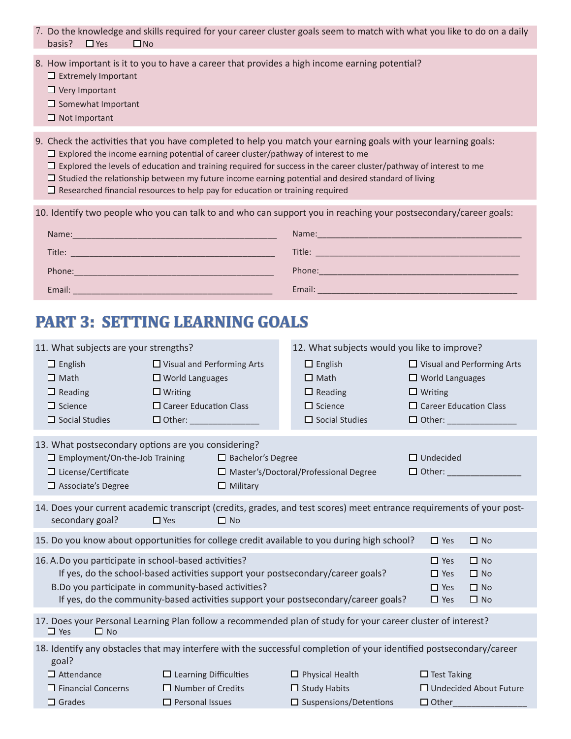7. Do the knowledge and skills required for your career cluster goals seem to match with what you like to do on a daily basis? ☐ Yes ☐ No

8. How important is it to you to have a career that provides a high income earning potential?
   - ☐ Extremely Important
   - ☐ Very Important
   - ☐ Somewhat Important
   - ☐ Not Important

9. Check the activities that you have completed to help you match your earning goals with your learning goals:
   - ☐ Explored the income earning potential of career cluster/pathway of interest to me
   - ☐ Explored the levels of education and training required for success in the career cluster/pathway of interest to me
   - ☐ Studied the relationship between my future income earning potential and desired standard of living
   - ☐ Researched financial resources to help pay for education or training required

10. Identify two people who you can talk to and who can support you in reaching your postsecondary/career goals:

| | |
|---|---|
| Name:\_\_\_\_\_\_\_\_\_\_\_\_\_\_\_\_\_\_\_\_ | Name:\_\_\_\_\_\_\_\_\_\_\_\_\_\_\_\_\_\_\_\_ |
| Title: \_\_\_\_\_\_\_\_\_\_\_\_\_\_\_\_\_\_\_\_ | Title: \_\_\_\_\_\_\_\_\_\_\_\_\_\_\_\_\_\_\_\_ |
| Phone:\_\_\_\_\_\_\_\_\_\_\_\_\_\_\_\_\_\_\_\_ | Phone:\_\_\_\_\_\_\_\_\_\_\_\_\_\_\_\_\_\_\_\_ |
| Email: \_\_\_\_\_\_\_\_\_\_\_\_\_\_\_\_\_\_\_\_ | Email: \_\_\_\_\_\_\_\_\_\_\_\_\_\_\_\_\_\_\_\_ |

## PART 3: SETTING LEARNING GOALS

11. What subjects are your strengths?
   - ☐ English
   - ☐ Math
   - ☐ Reading
   - ☐ Science
   - ☐ Social Studies
   - ☐ Visual and Performing Arts
   - ☐ World Languages
   - ☐ Writing
   - ☐ Career Education Class
   - ☐ Other: \_\_\_\_\_\_\_\_\_\_\_\_\_\_\_

12. What subjects would you like to improve?
   - ☐ English
   - ☐ Math
   - ☐ Reading
   - ☐ Science
   - ☐ Social Studies
   - ☐ Visual and Performing Arts
   - ☐ World Languages
   - ☐ Writing
   - ☐ Career Education Class
   - ☐ Other: \_\_\_\_\_\_\_\_\_\_\_\_\_\_\_

13. What postsecondary options are you considering?
   - ☐ Employment/On-the-Job Training
   - ☐ License/Certificate
   - ☐ Associate's Degree
   - ☐ Bachelor's Degree
   - ☐ Master's/Doctoral/Professional Degree
   - ☐ Military
   - ☐ Undecided
   - ☐ Other: \_\_\_\_\_\_\_\_\_\_\_\_\_\_\_

14. Does your current academic transcript (credits, grades, and test scores) meet entrance requirements of your post-secondary goal? ☐ Yes ☐ No

15. Do you know about opportunities for college credit available to you during high school? ☐ Yes ☐ No

16. A. Do you participate in school-based activities? ☐ Yes ☐ No
    If yes, do the school-based activities support your postsecondary/career goals? ☐ Yes ☐ No
    B. Do you participate in community-based activities? ☐ Yes ☐ No
    If yes, do the community-based activities support your postsecondary/career goals? ☐ Yes ☐ No

17. Does your Personal Learning Plan follow a recommended plan of study for your career cluster of interest?
    ☐ Yes ☐ No

18. Identify any obstacles that may interfere with the successful completion of your identified postsecondary/career goal?
   - ☐ Attendance
   - ☐ Financial Concerns
   - ☐ Grades
   - ☐ Learning Difficulties
   - ☐ Number of Credits
   - ☐ Personal Issues
   - ☐ Physical Health
   - ☐ Study Habits
   - ☐ Suspensions/Detentions
   - ☐ Test Taking
   - ☐ Undecided About Future
   - ☐ Other\_\_\_\_\_\_\_\_\_\_\_\_\_\_\_